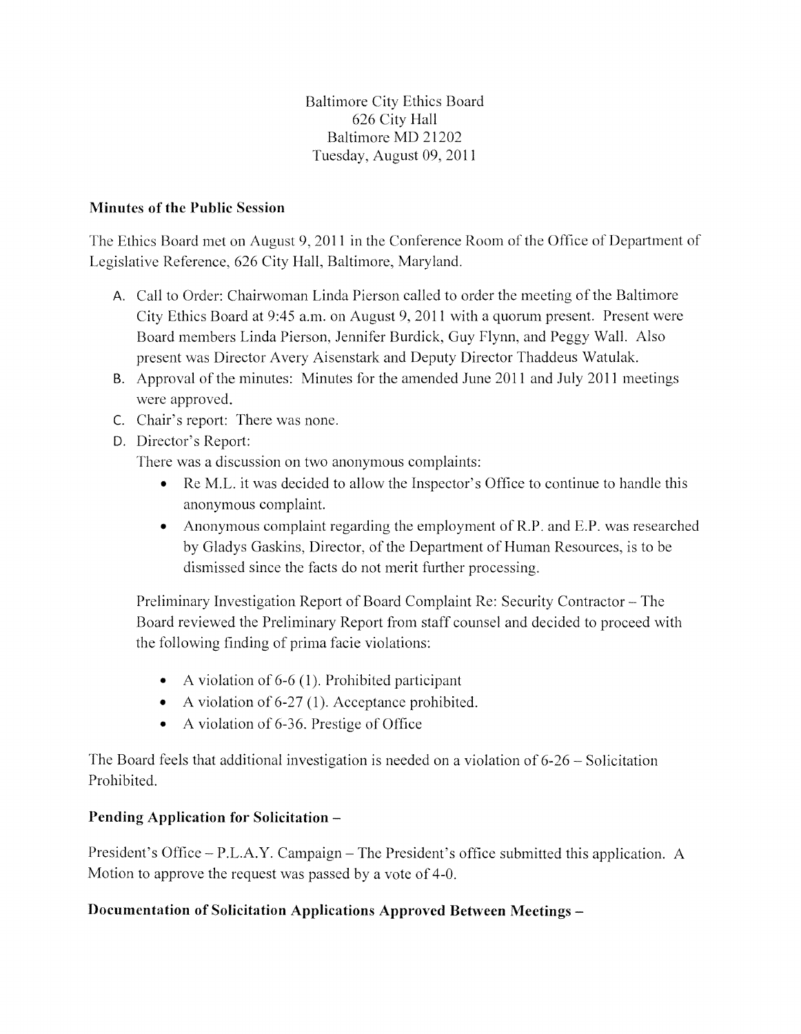Baltimore City Ethics Board
626 City Hall
Baltimore MD 21202
Tuesday, August 09, 2011

**Minutes of the Public Session**

The Ethics Board met on August 9, 2011 in the Conference Room of the Office of Department of Legislative Reference, 626 City Hall, Baltimore, Maryland.

A. Call to Order: Chairwoman Linda Pierson called to order the meeting of the Baltimore City Ethics Board at 9:45 a.m. on August 9, 2011 with a quorum present. Present were Board members Linda Pierson, Jennifer Burdick, Guy Flynn, and Peggy Wall. Also present was Director Avery Aisenstark and Deputy Director Thaddeus Watulak.
B. Approval of the minutes: Minutes for the amended June 2011 and July 2011 meetings were approved.
C. Chair's report: There was none.
D. Director's Report:

   There was a discussion on two anonymous complaints:

   - Re M.L. it was decided to allow the Inspector's Office to continue to handle this anonymous complaint.
   - Anonymous complaint regarding the employment of R.P. and E.P. was researched by Gladys Gaskins, Director, of the Department of Human Resources, is to be dismissed since the facts do not merit further processing.

   Preliminary Investigation Report of Board Complaint Re: Security Contractor – The Board reviewed the Preliminary Report from staff counsel and decided to proceed with the following finding of prima facie violations:

   - A violation of 6-6 (1). Prohibited participant
   - A violation of 6-27 (1). Acceptance prohibited.
   - A violation of 6-36. Prestige of Office

The Board feels that additional investigation is needed on a violation of 6-26 – Solicitation Prohibited.

**Pending Application for Solicitation –**

President's Office – P.L.A.Y. Campaign – The President's office submitted this application. A Motion to approve the request was passed by a vote of 4-0.

**Documentation of Solicitation Applications Approved Between Meetings –**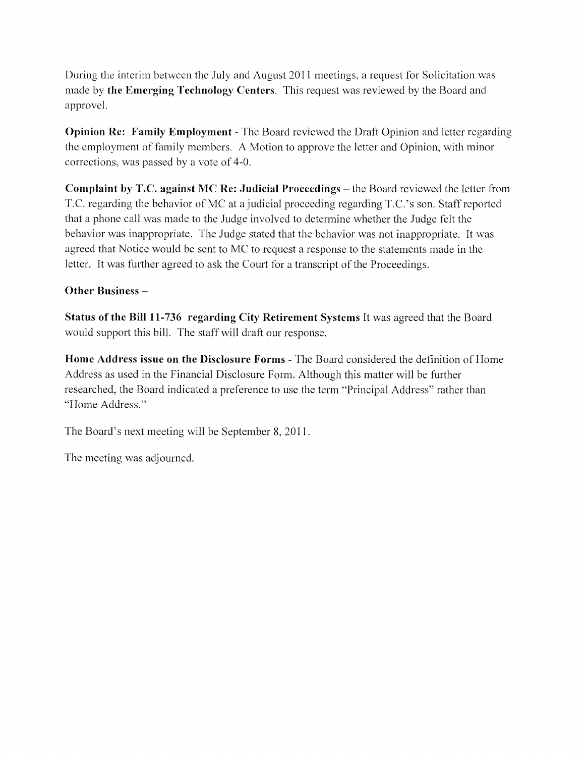During the interim between the July and August 2011 meetings, a request for Solicitation was made by **the Emerging Technology Centers**. This request was reviewed by the Board and approvel.

**Opinion Re: Family Employment** - The Board reviewed the Draft Opinion and letter regarding the employment of family members. A Motion to approve the letter and Opinion, with minor corrections, was passed by a vote of 4-0.

**Complaint by T.C. against MC Re: Judicial Proceedings** – the Board reviewed the letter from T.C. regarding the behavior of MC at a judicial proceeding regarding T.C.'s son. Staff reported that a phone call was made to the Judge involved to determine whether the Judge felt the behavior was inappropriate. The Judge stated that the behavior was not inappropriate. It was agreed that Notice would be sent to MC to request a response to the statements made in the letter. It was further agreed to ask the Court for a transcript of the Proceedings.

**Other Business –**

**Status of the Bill 11-736 regarding City Retirement Systems** It was agreed that the Board would support this bill. The staff will draft our response.

**Home Address issue on the Disclosure Forms** - The Board considered the definition of Home Address as used in the Financial Disclosure Form. Although this matter will be further researched, the Board indicated a preference to use the term "Principal Address" rather than "Home Address."

The Board's next meeting will be September 8, 2011.

The meeting was adjourned.